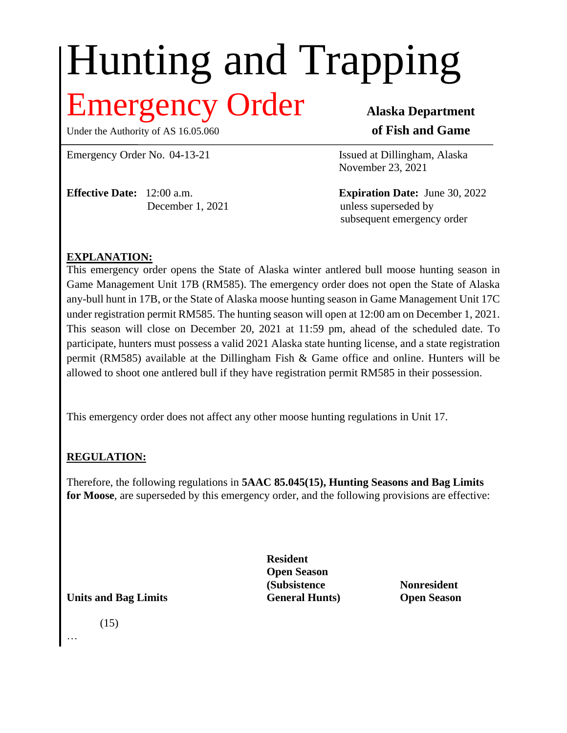# Hunting and Trapping

## Emergency Order

Under the Authority of AS 16.05.060

**Alaska Department of Fish and Game**

Emergency Order No. 04-13-21

Issued at Dillingham, Alaska
November 23, 2021

**Effective Date:** 12:00 a.m.
December 1, 2021

**Expiration Date:** June 30, 2022
unless superseded by
subsequent emergency order

**EXPLANATION:**

This emergency order opens the State of Alaska winter antlered bull moose hunting season in Game Management Unit 17B (RM585). The emergency order does not open the State of Alaska any-bull hunt in 17B, or the State of Alaska moose hunting season in Game Management Unit 17C under registration permit RM585. The hunting season will open at 12:00 am on December 1, 2021. This season will close on December 20, 2021 at 11:59 pm, ahead of the scheduled date. To participate, hunters must possess a valid 2021 Alaska state hunting license, and a state registration permit (RM585) available at the Dillingham Fish & Game office and online. Hunters will be allowed to shoot one antlered bull if they have registration permit RM585 in their possession.

This emergency order does not affect any other moose hunting regulations in Unit 17.

**REGULATION:**

Therefore, the following regulations in **5AAC 85.045(15), Hunting Seasons and Bag Limits for Moose**, are superseded by this emergency order, and the following provisions are effective:

| Units and Bag Limits | Resident Open Season (Subsistence General Hunts) | Nonresident Open Season |
|---|---|---|
| (15) | | |
| … | | |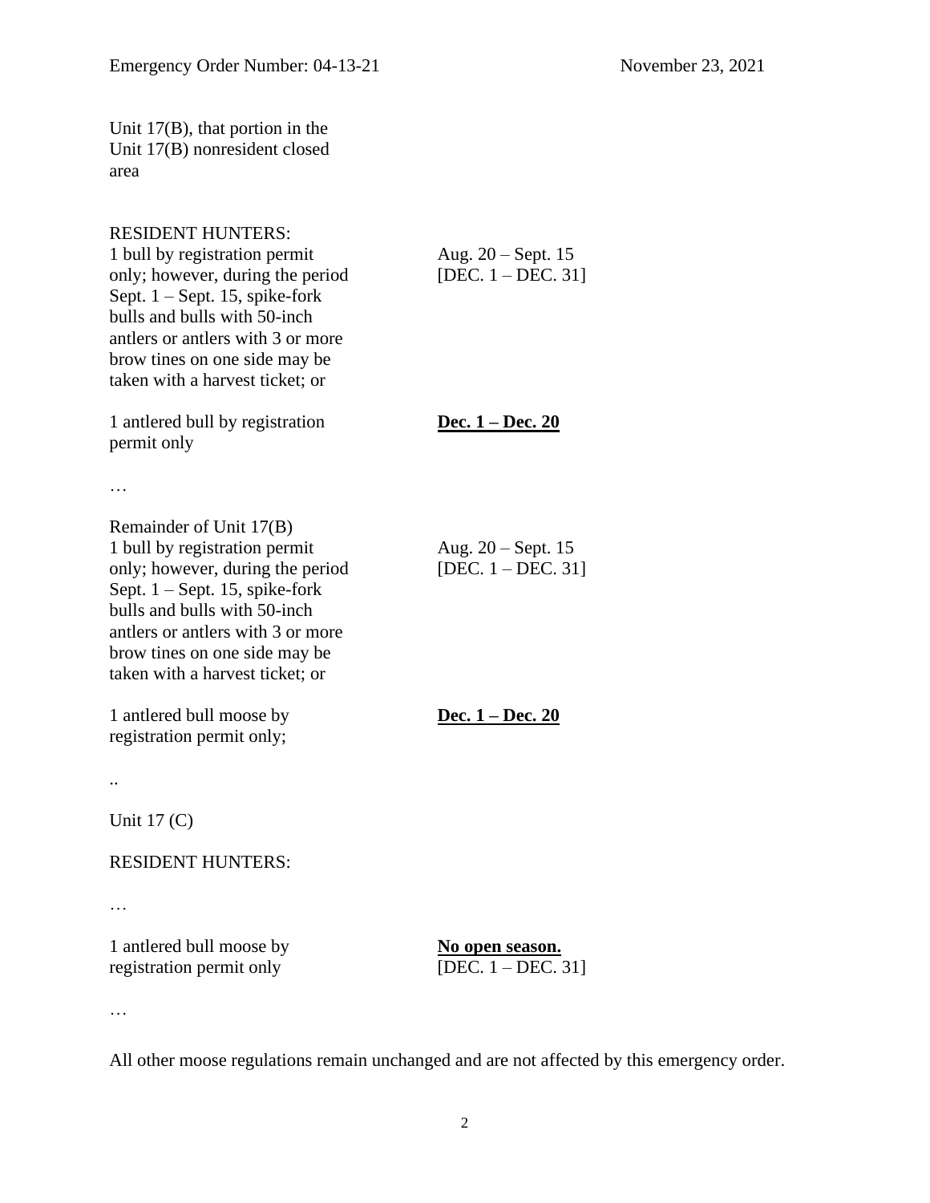Unit 17(B), that portion in the Unit 17(B) nonresident closed area

RESIDENT HUNTERS:

| | |
|---|---|
| 1 bull by registration permit only; however, during the period Sept. 1 – Sept. 15, spike-fork bulls and bulls with 50-inch antlers or antlers with 3 or more brow tines on one side may be taken with a harvest ticket; or | Aug. 20 – Sept. 15 [DEC. 1 – DEC. 31] |
| 1 antlered bull by registration permit only | **<u>Dec. 1 – Dec. 20</u>** |

…

Remainder of Unit 17(B)

| | |
|---|---|
| 1 bull by registration permit only; however, during the period Sept. 1 – Sept. 15, spike-fork bulls and bulls with 50-inch antlers or antlers with 3 or more brow tines on one side may be taken with a harvest ticket; or | Aug. 20 – Sept. 15 [DEC. 1 – DEC. 31] |
| 1 antlered bull moose by registration permit only; | **<u>Dec. 1 – Dec. 20</u>** |

..

Unit 17 (C)

RESIDENT HUNTERS:

…

| | |
|---|---|
| 1 antlered bull moose by registration permit only | **<u>No open season.</u>** [DEC. 1 – DEC. 31] |

…

All other moose regulations remain unchanged and are not affected by this emergency order.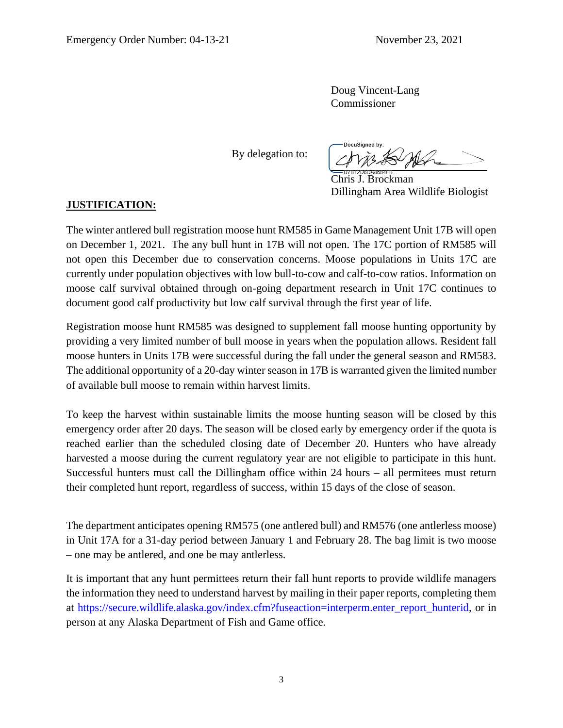Emergency Order Number: 04-13-21 November 23, 2021

Doug Vincent-Lang
Commissioner

By delegation to:

DocuSigned by:

Chris J. Brockman
Dillingham Area Wildlife Biologist

**JUSTIFICATION:**

The winter antlered bull registration moose hunt RM585 in Game Management Unit 17B will open on December 1, 2021. The any bull hunt in 17B will not open. The 17C portion of RM585 will not open this December due to conservation concerns. Moose populations in Units 17C are currently under population objectives with low bull-to-cow and calf-to-cow ratios. Information on moose calf survival obtained through on-going department research in Unit 17C continues to document good calf productivity but low calf survival through the first year of life.

Registration moose hunt RM585 was designed to supplement fall moose hunting opportunity by providing a very limited number of bull moose in years when the population allows. Resident fall moose hunters in Units 17B were successful during the fall under the general season and RM583. The additional opportunity of a 20-day winter season in 17B is warranted given the limited number of available bull moose to remain within harvest limits.

To keep the harvest within sustainable limits the moose hunting season will be closed by this emergency order after 20 days. The season will be closed early by emergency order if the quota is reached earlier than the scheduled closing date of December 20. Hunters who have already harvested a moose during the current regulatory year are not eligible to participate in this hunt. Successful hunters must call the Dillingham office within 24 hours – all permitees must return their completed hunt report, regardless of success, within 15 days of the close of season.

The department anticipates opening RM575 (one antlered bull) and RM576 (one antlerless moose) in Unit 17A for a 31-day period between January 1 and February 28. The bag limit is two moose – one may be antlered, and one be may antlerless.

It is important that any hunt permittees return their fall hunt reports to provide wildlife managers the information they need to understand harvest by mailing in their paper reports, completing them at https://secure.wildlife.alaska.gov/index.cfm?fuseaction=interperm.enter_report_hunterid, or in person at any Alaska Department of Fish and Game office.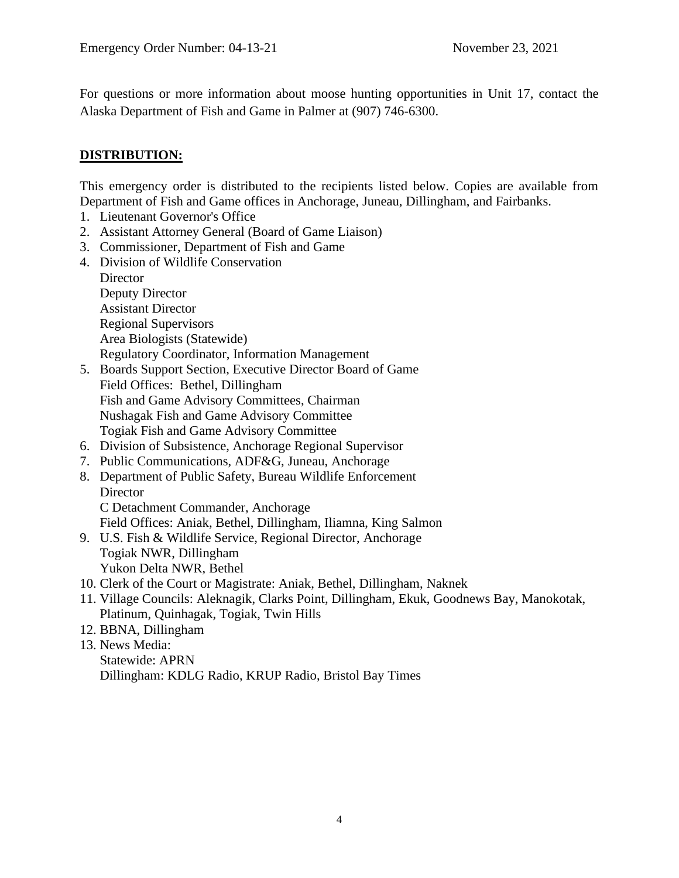For questions or more information about moose hunting opportunities in Unit 17, contact the Alaska Department of Fish and Game in Palmer at (907) 746-6300.

**DISTRIBUTION:**

This emergency order is distributed to the recipients listed below. Copies are available from Department of Fish and Game offices in Anchorage, Juneau, Dillingham, and Fairbanks.

1. Lieutenant Governor's Office
2. Assistant Attorney General (Board of Game Liaison)
3. Commissioner, Department of Fish and Game
4. Division of Wildlife Conservation
   Director
   Deputy Director
   Assistant Director
   Regional Supervisors
   Area Biologists (Statewide)
   Regulatory Coordinator, Information Management
5. Boards Support Section, Executive Director Board of Game
   Field Offices: Bethel, Dillingham
   Fish and Game Advisory Committees, Chairman
   Nushagak Fish and Game Advisory Committee
   Togiak Fish and Game Advisory Committee
6. Division of Subsistence, Anchorage Regional Supervisor
7. Public Communications, ADF&G, Juneau, Anchorage
8. Department of Public Safety, Bureau Wildlife Enforcement
   Director
   C Detachment Commander, Anchorage
   Field Offices: Aniak, Bethel, Dillingham, Iliamna, King Salmon
9. U.S. Fish & Wildlife Service, Regional Director, Anchorage
   Togiak NWR, Dillingham
   Yukon Delta NWR, Bethel
10. Clerk of the Court or Magistrate: Aniak, Bethel, Dillingham, Naknek
11. Village Councils: Aleknagik, Clarks Point, Dillingham, Ekuk, Goodnews Bay, Manokotak, Platinum, Quinhagak, Togiak, Twin Hills
12. BBNA, Dillingham
13. News Media:
    Statewide: APRN
    Dillingham: KDLG Radio, KRUP Radio, Bristol Bay Times